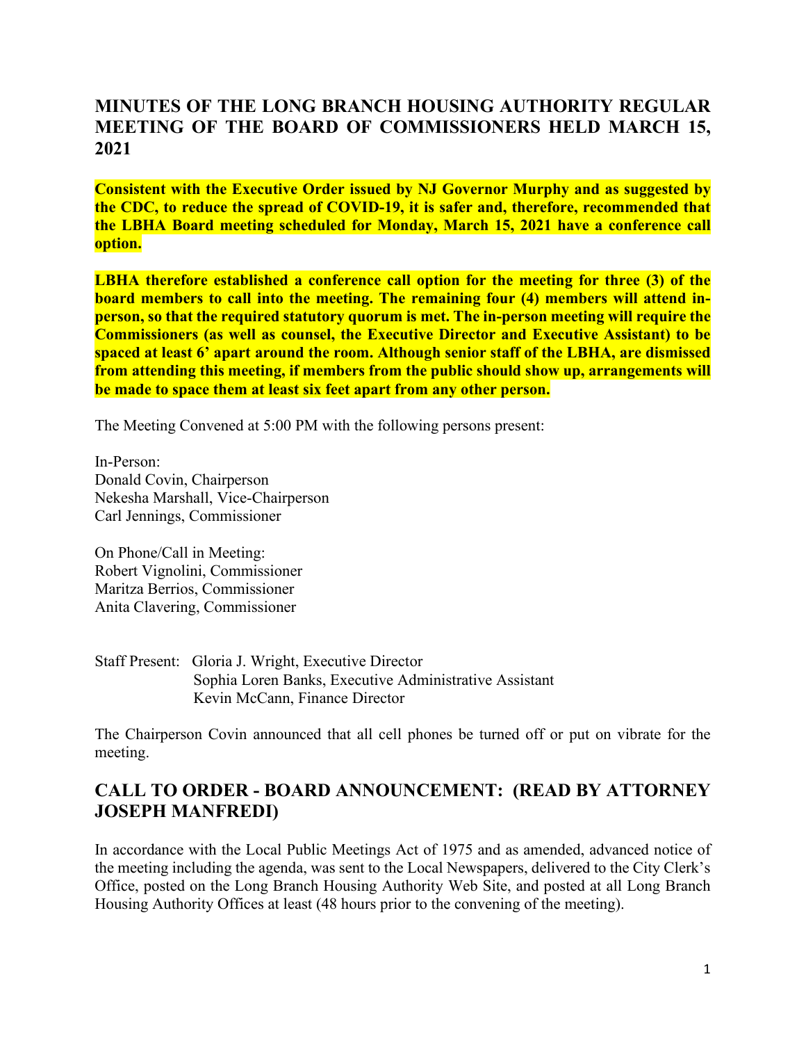## MINUTES OF THE LONG BRANCH HOUSING AUTHORITY REGULAR MEETING OF THE BOARD OF COMMISSIONERS HELD MARCH 15, 2021

**Consistent with the Executive Order issued by NJ Governor Murphy and as suggested by the CDC, to reduce the spread of COVID-19, it is safer and, therefore, recommended that the LBHA Board meeting scheduled for Monday, March 15, 2021 have a conference call option.**

**LBHA therefore established a conference call option for the meeting for three (3) of the board members to call into the meeting. The remaining four (4) members will attend in-person, so that the required statutory quorum is met. The in-person meeting will require the Commissioners (as well as counsel, the Executive Director and Executive Assistant) to be spaced at least 6' apart around the room. Although senior staff of the LBHA, are dismissed from attending this meeting, if members from the public should show up, arrangements will be made to space them at least six feet apart from any other person.**

The Meeting Convened at 5:00 PM with the following persons present:

In-Person:
Donald Covin, Chairperson
Nekesha Marshall, Vice-Chairperson
Carl Jennings, Commissioner

On Phone/Call in Meeting:
Robert Vignolini, Commissioner
Maritza Berrios, Commissioner
Anita Clavering, Commissioner

Staff Present: Gloria J. Wright, Executive Director
Sophia Loren Banks, Executive Administrative Assistant
Kevin McCann, Finance Director

The Chairperson Covin announced that all cell phones be turned off or put on vibrate for the meeting.

## CALL TO ORDER - BOARD ANNOUNCEMENT: (READ BY ATTORNEY JOSEPH MANFREDI)

In accordance with the Local Public Meetings Act of 1975 and as amended, advanced notice of the meeting including the agenda, was sent to the Local Newspapers, delivered to the City Clerk's Office, posted on the Long Branch Housing Authority Web Site, and posted at all Long Branch Housing Authority Offices at least (48 hours prior to the convening of the meeting).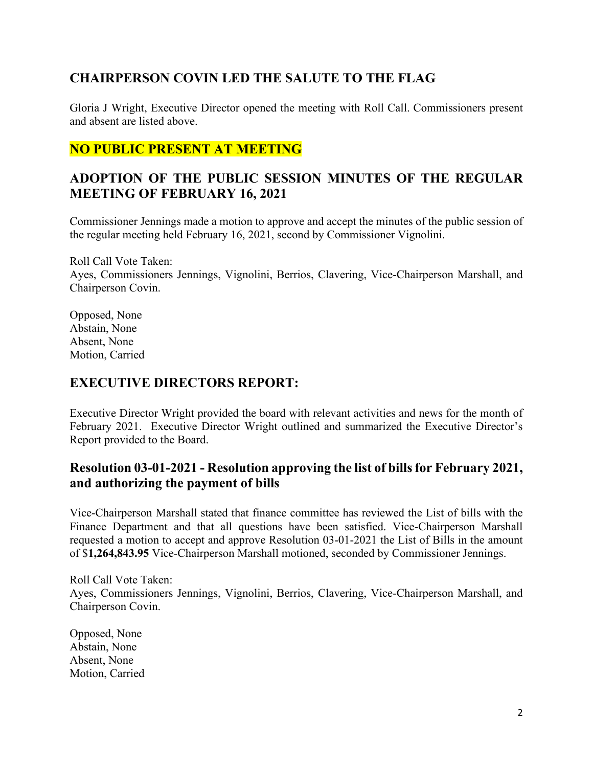## CHAIRPERSON COVIN LED THE SALUTE TO THE FLAG

Gloria J Wright, Executive Director opened the meeting with Roll Call. Commissioners present and absent are listed above.

## NO PUBLIC PRESENT AT MEETING

## ADOPTION OF THE PUBLIC SESSION MINUTES OF THE REGULAR MEETING OF FEBRUARY 16, 2021

Commissioner Jennings made a motion to approve and accept the minutes of the public session of the regular meeting held February 16, 2021, second by Commissioner Vignolini.

Roll Call Vote Taken:
Ayes, Commissioners Jennings, Vignolini, Berrios, Clavering, Vice-Chairperson Marshall, and Chairperson Covin.

Opposed, None
Abstain, None
Absent, None
Motion, Carried

## EXECUTIVE DIRECTORS REPORT:

Executive Director Wright provided the board with relevant activities and news for the month of February 2021. Executive Director Wright outlined and summarized the Executive Director's Report provided to the Board.

### Resolution 03-01-2021 - Resolution approving the list of bills for February 2021, and authorizing the payment of bills

Vice-Chairperson Marshall stated that finance committee has reviewed the List of bills with the Finance Department and that all questions have been satisfied. Vice-Chairperson Marshall requested a motion to accept and approve Resolution 03-01-2021 the List of Bills in the amount of $**1,264,843.95** Vice-Chairperson Marshall motioned, seconded by Commissioner Jennings.

Roll Call Vote Taken:
Ayes, Commissioners Jennings, Vignolini, Berrios, Clavering, Vice-Chairperson Marshall, and Chairperson Covin.

Opposed, None
Abstain, None
Absent, None
Motion, Carried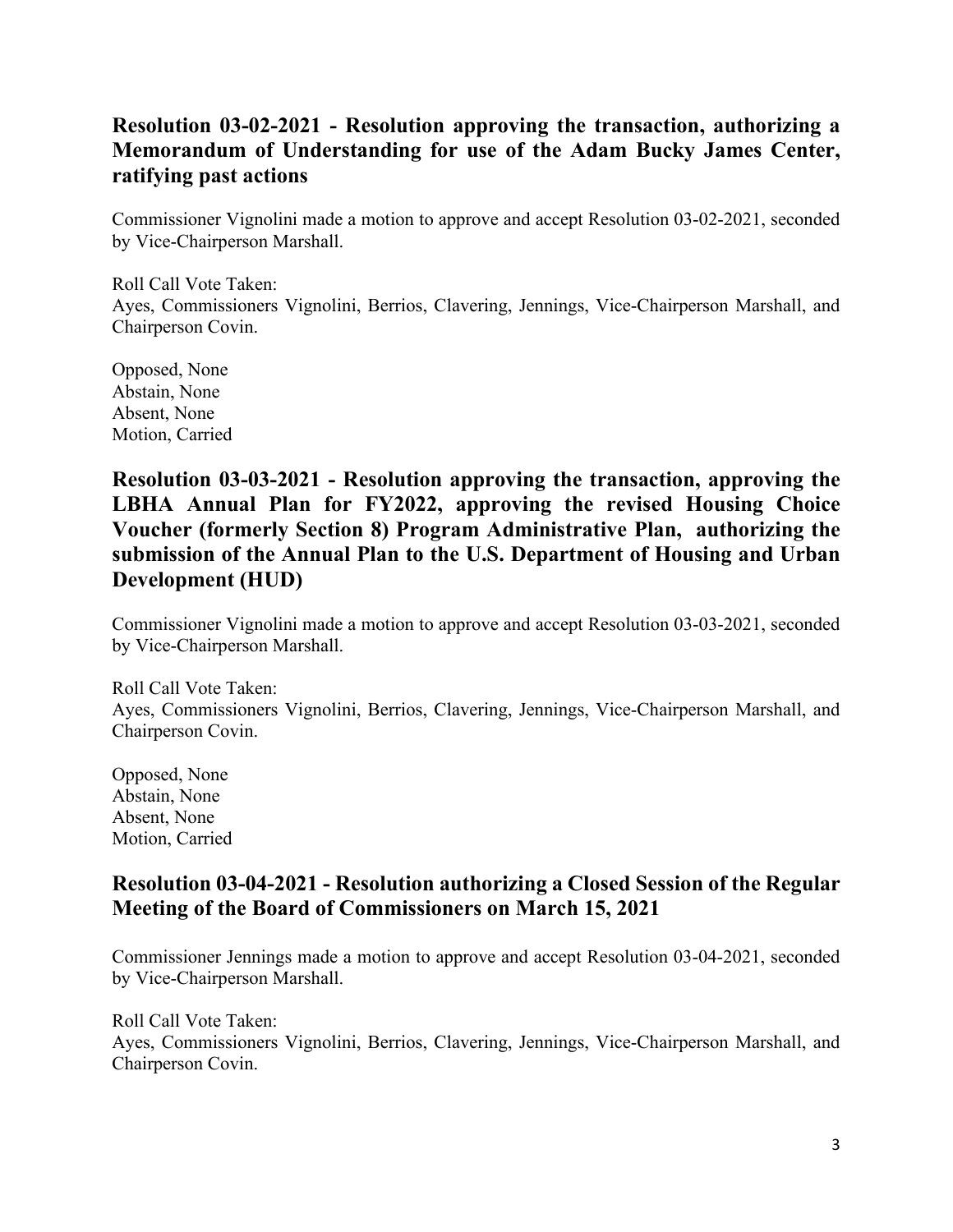## Resolution 03-02-2021 - Resolution approving the transaction, authorizing a Memorandum of Understanding for use of the Adam Bucky James Center, ratifying past actions

Commissioner Vignolini made a motion to approve and accept Resolution 03-02-2021, seconded by Vice-Chairperson Marshall.

Roll Call Vote Taken:
Ayes, Commissioners Vignolini, Berrios, Clavering, Jennings, Vice-Chairperson Marshall, and Chairperson Covin.

Opposed, None
Abstain, None
Absent, None
Motion, Carried

## Resolution 03-03-2021 - Resolution approving the transaction, approving the LBHA Annual Plan for FY2022, approving the revised Housing Choice Voucher (formerly Section 8) Program Administrative Plan, authorizing the submission of the Annual Plan to the U.S. Department of Housing and Urban Development (HUD)

Commissioner Vignolini made a motion to approve and accept Resolution 03-03-2021, seconded by Vice-Chairperson Marshall.

Roll Call Vote Taken:
Ayes, Commissioners Vignolini, Berrios, Clavering, Jennings, Vice-Chairperson Marshall, and Chairperson Covin.

Opposed, None
Abstain, None
Absent, None
Motion, Carried

## Resolution 03-04-2021 - Resolution authorizing a Closed Session of the Regular Meeting of the Board of Commissioners on March 15, 2021

Commissioner Jennings made a motion to approve and accept Resolution 03-04-2021, seconded by Vice-Chairperson Marshall.

Roll Call Vote Taken:
Ayes, Commissioners Vignolini, Berrios, Clavering, Jennings, Vice-Chairperson Marshall, and Chairperson Covin.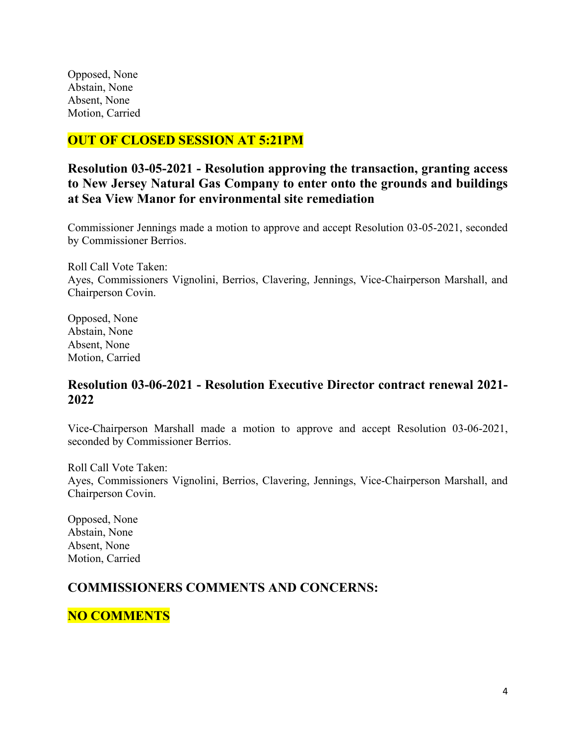Opposed, None
Abstain, None
Absent, None
Motion, Carried

## OUT OF CLOSED SESSION AT 5:21PM

## Resolution 03-05-2021 - Resolution approving the transaction, granting access to New Jersey Natural Gas Company to enter onto the grounds and buildings at Sea View Manor for environmental site remediation

Commissioner Jennings made a motion to approve and accept Resolution 03-05-2021, seconded by Commissioner Berrios.

Roll Call Vote Taken:
Ayes, Commissioners Vignolini, Berrios, Clavering, Jennings, Vice-Chairperson Marshall, and Chairperson Covin.

Opposed, None
Abstain, None
Absent, None
Motion, Carried

## Resolution 03-06-2021 - Resolution Executive Director contract renewal 2021-2022

Vice-Chairperson Marshall made a motion to approve and accept Resolution 03-06-2021, seconded by Commissioner Berrios.

Roll Call Vote Taken:
Ayes, Commissioners Vignolini, Berrios, Clavering, Jennings, Vice-Chairperson Marshall, and Chairperson Covin.

Opposed, None
Abstain, None
Absent, None
Motion, Carried

## COMMISSIONERS COMMENTS AND CONCERNS:

## NO COMMENTS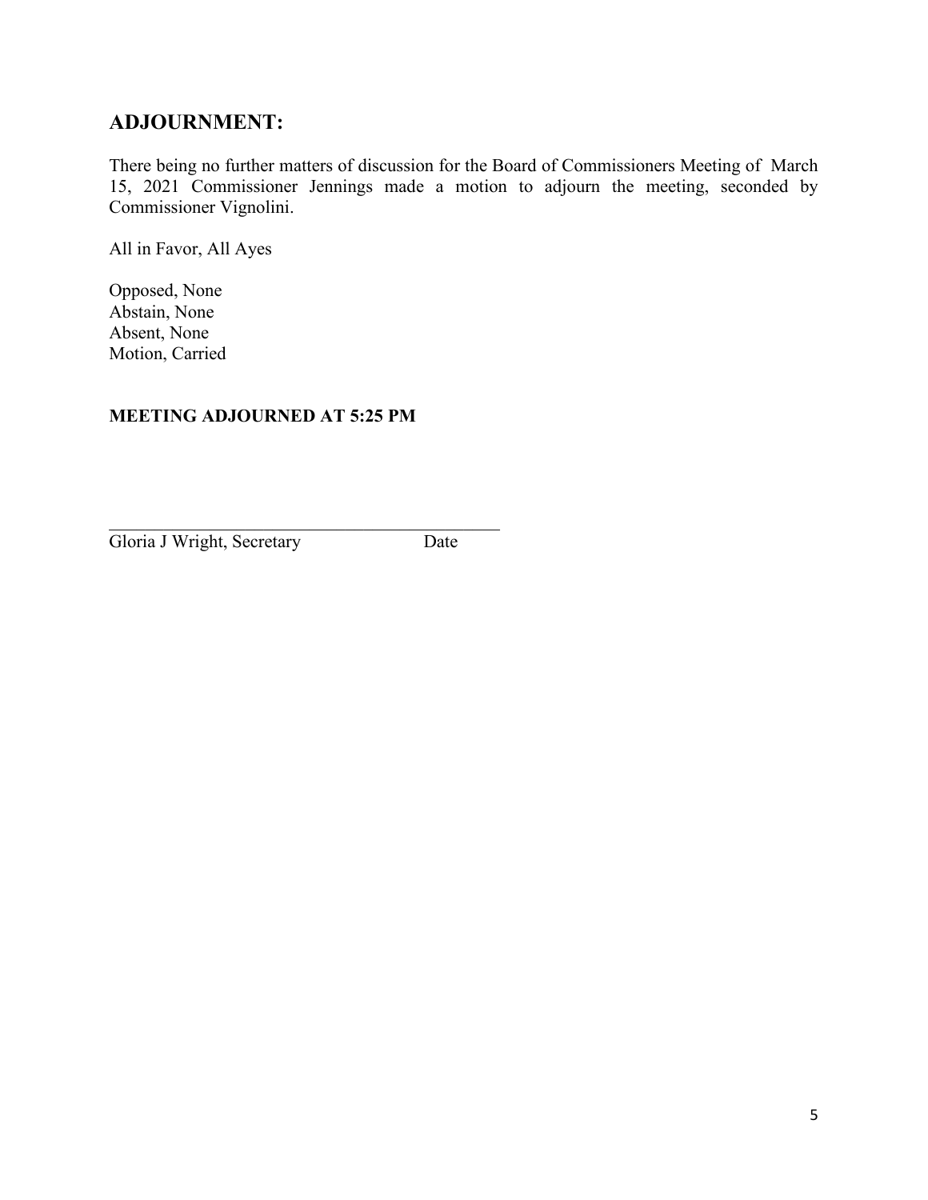## ADJOURNMENT:

There being no further matters of discussion for the Board of Commissioners Meeting of March 15, 2021 Commissioner Jennings made a motion to adjourn the meeting, seconded by Commissioner Vignolini.

All in Favor, All Ayes

Opposed, None
Abstain, None
Absent, None
Motion, Carried

**MEETING ADJOURNED AT 5:25 PM**

_______________________________________

Gloria J Wright, Secretary                    Date